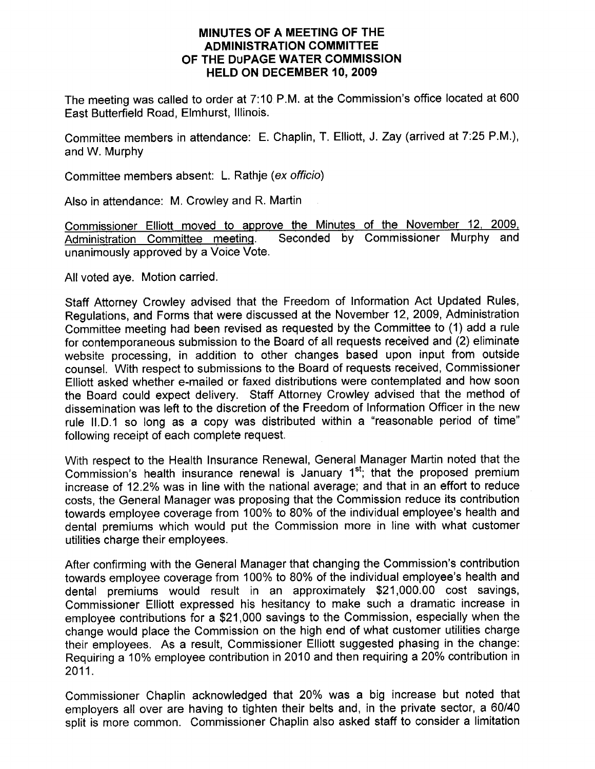# MINUTES OF A MEETING OF THE ADMINISTRATION COMMITTEE OF THE DuPAGE WATER COMMISSION HELD ON DECEMBER 10, 2009

The meeting was called to order at 7:10 P.M. at the Commission's office located at 600 East Butterfield Road, Elmhurst, Illinois.

Committee members in attendance: E. Chaplin, T. Elliott, J. Zay (arrived at 7:25 P.M.), and W. Murphy

Committee members absent: L. Rathje (*ex officio*)

Also in attendance: M. Crowley and R. Martin

Commissioner Elliott moved to approve the Minutes of the November 12, 2009, Administration Committee meeting. Seconded by Commissioner Murphy and unanimously approved by a Voice Vote.

All voted aye. Motion carried.

Staff Attorney Crowley advised that the Freedom of Information Act Updated Rules, Regulations, and Forms that were discussed at the November 12, 2009, Administration Committee meeting had been revised as requested by the Committee to (1) add a rule for contemporaneous submission to the Board of all requests received and (2) eliminate website processing, in addition to other changes based upon input from outside counsel. With respect to submissions to the Board of requests received, Commissioner Elliott asked whether e-mailed or faxed distributions were contemplated and how soon the Board could expect delivery. Staff Attorney Crowley advised that the method of dissemination was left to the discretion of the Freedom of Information Officer in the new rule II.D.1 so long as a copy was distributed within a "reasonable period of time" following receipt of each complete request.

With respect to the Health Insurance Renewal, General Manager Martin noted that the Commission's health insurance renewal is January 1st; that the proposed premium increase of 12.2% was in line with the national average; and that in an effort to reduce costs, the General Manager was proposing that the Commission reduce its contribution towards employee coverage from 100% to 80% of the individual employee's health and dental premiums which would put the Commission more in line with what customer utilities charge their employees.

After confirming with the General Manager that changing the Commission's contribution towards employee coverage from 100% to 80% of the individual employee's health and dental premiums would result in an approximately $21,000.00 cost savings, Commissioner Elliott expressed his hesitancy to make such a dramatic increase in employee contributions for a $21,000 savings to the Commission, especially when the change would place the Commission on the high end of what customer utilities charge their employees. As a result, Commissioner Elliott suggested phasing in the change: Requiring a 10% employee contribution in 2010 and then requiring a 20% contribution in 2011.

Commissioner Chaplin acknowledged that 20% was a big increase but noted that employers all over are having to tighten their belts and, in the private sector, a 60/40 split is more common. Commissioner Chaplin also asked staff to consider a limitation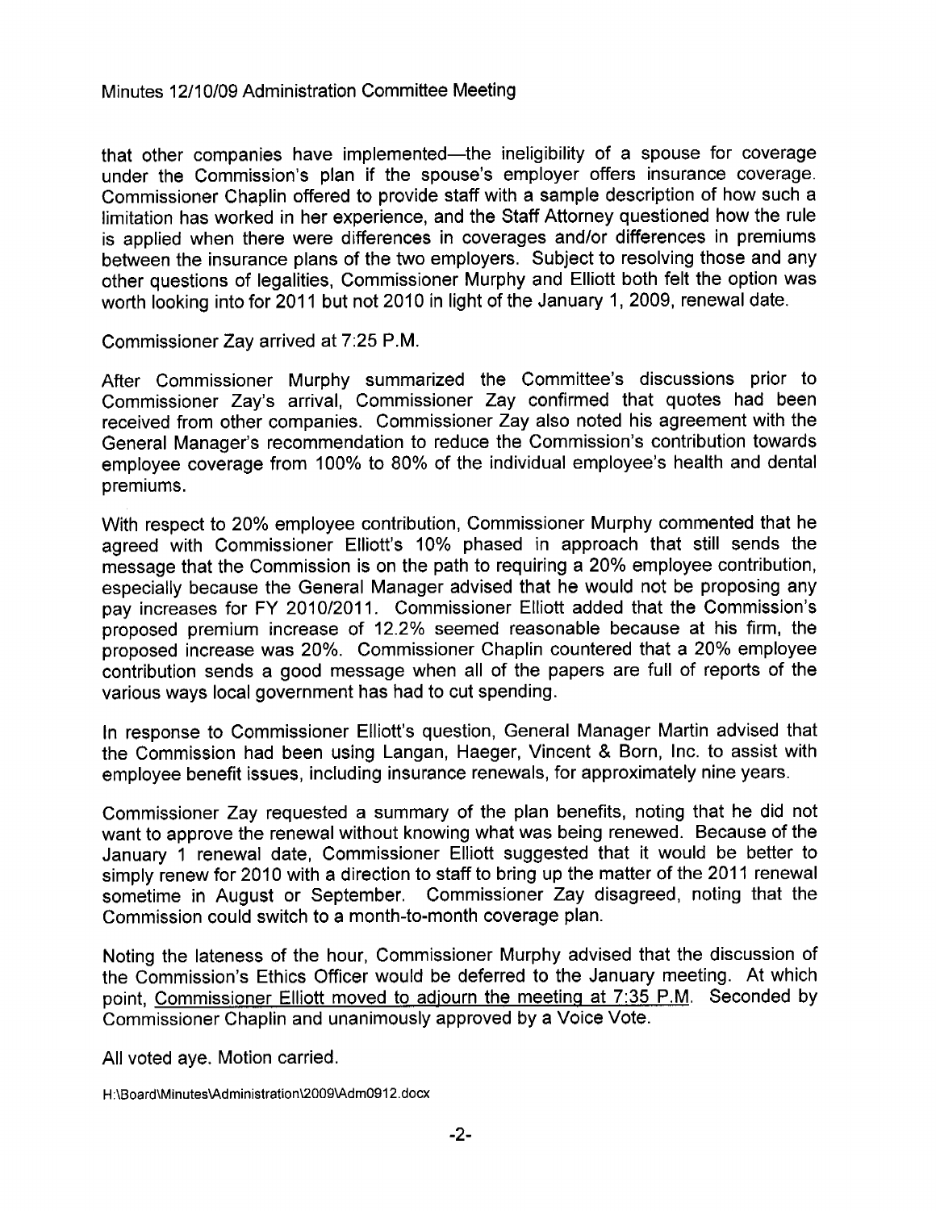that other companies have implemented—the ineligibility of a spouse for coverage under the Commission's plan if the spouse's employer offers insurance coverage. Commissioner Chaplin offered to provide staff with a sample description of how such a limitation has worked in her experience, and the Staff Attorney questioned how the rule is applied when there were differences in coverages and/or differences in premiums between the insurance plans of the two employers. Subject to resolving those and any other questions of legalities, Commissioner Murphy and Elliott both felt the option was worth looking into for 2011 but not 2010 in light of the January 1, 2009, renewal date.

Commissioner Zay arrived at 7:25 P.M.

After Commissioner Murphy summarized the Committee's discussions prior to Commissioner Zay's arrival, Commissioner Zay confirmed that quotes had been received from other companies. Commissioner Zay also noted his agreement with the General Manager's recommendation to reduce the Commission's contribution towards employee coverage from 100% to 80% of the individual employee's health and dental premiums.

With respect to 20% employee contribution, Commissioner Murphy commented that he agreed with Commissioner Elliott's 10% phased in approach that still sends the message that the Commission is on the path to requiring a 20% employee contribution, especially because the General Manager advised that he would not be proposing any pay increases for FY 2010/2011. Commissioner Elliott added that the Commission's proposed premium increase of 12.2% seemed reasonable because at his firm, the proposed increase was 20%. Commissioner Chaplin countered that a 20% employee contribution sends a good message when all of the papers are full of reports of the various ways local government has had to cut spending.

In response to Commissioner Elliott's question, General Manager Martin advised that the Commission had been using Langan, Haeger, Vincent & Born, Inc. to assist with employee benefit issues, including insurance renewals, for approximately nine years.

Commissioner Zay requested a summary of the plan benefits, noting that he did not want to approve the renewal without knowing what was being renewed. Because of the January 1 renewal date, Commissioner Elliott suggested that it would be better to simply renew for 2010 with a direction to staff to bring up the matter of the 2011 renewal sometime in August or September. Commissioner Zay disagreed, noting that the Commission could switch to a month-to-month coverage plan.

Noting the lateness of the hour, Commissioner Murphy advised that the discussion of the Commission's Ethics Officer would be deferred to the January meeting. At which point, Commissioner Elliott moved to adjourn the meeting at 7:35 P.M. Seconded by Commissioner Chaplin and unanimously approved by a Voice Vote.

All voted aye. Motion carried.

H:\Board\Minutes\Administration\2009\Adm0912.docx